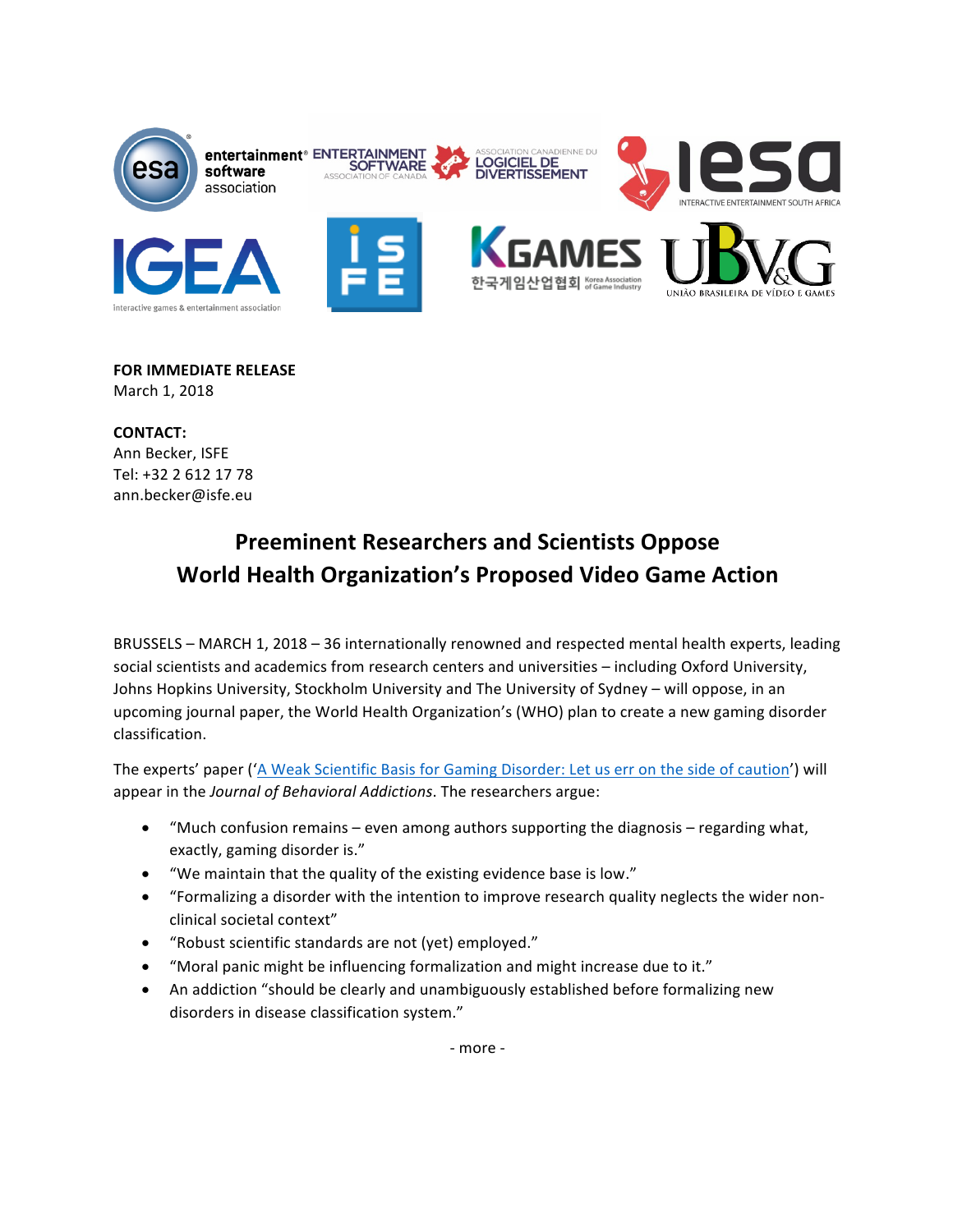**FOR IMMEDIATE RELEASE**
March 1, 2018

**CONTACT:**
Ann Becker, ISFE
Tel: +32 2 612 17 78
ann.becker@isfe.eu

# Preeminent Researchers and Scientists Oppose World Health Organization's Proposed Video Game Action

BRUSSELS – MARCH 1, 2018 – 36 internationally renowned and respected mental health experts, leading social scientists and academics from research centers and universities – including Oxford University, Johns Hopkins University, Stockholm University and The University of Sydney – will oppose, in an upcoming journal paper, the World Health Organization's (WHO) plan to create a new gaming disorder classification.

The experts' paper ('A Weak Scientific Basis for Gaming Disorder: Let us err on the side of caution') will appear in the *Journal of Behavioral Addictions*. The researchers argue:

- "Much confusion remains – even among authors supporting the diagnosis – regarding what, exactly, gaming disorder is."
- "We maintain that the quality of the existing evidence base is low."
- "Formalizing a disorder with the intention to improve research quality neglects the wider non-clinical societal context"
- "Robust scientific standards are not (yet) employed."
- "Moral panic might be influencing formalization and might increase due to it."
- An addiction "should be clearly and unambiguously established before formalizing new disorders in disease classification system."

- more -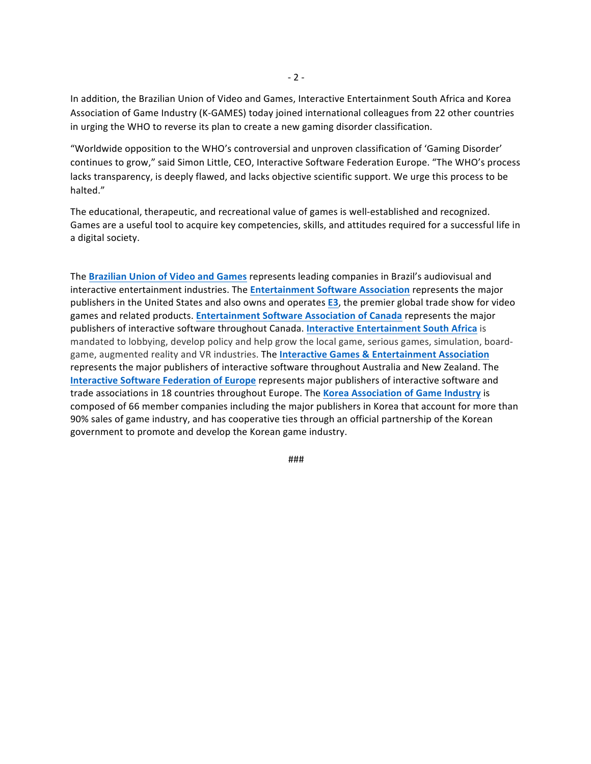In addition, the Brazilian Union of Video and Games, Interactive Entertainment South Africa and Korea Association of Game Industry (K-GAMES) today joined international colleagues from 22 other countries in urging the WHO to reverse its plan to create a new gaming disorder classification.

"Worldwide opposition to the WHO's controversial and unproven classification of 'Gaming Disorder' continues to grow," said Simon Little, CEO, Interactive Software Federation Europe. "The WHO's process lacks transparency, is deeply flawed, and lacks objective scientific support. We urge this process to be halted."

The educational, therapeutic, and recreational value of games is well-established and recognized. Games are a useful tool to acquire key competencies, skills, and attitudes required for a successful life in a digital society.

The **Brazilian Union of Video and Games** represents leading companies in Brazil's audiovisual and interactive entertainment industries. The **Entertainment Software Association** represents the major publishers in the United States and also owns and operates **E3**, the premier global trade show for video games and related products. **Entertainment Software Association of Canada** represents the major publishers of interactive software throughout Canada. **Interactive Entertainment South Africa** is mandated to lobbying, develop policy and help grow the local game, serious games, simulation, board-game, augmented reality and VR industries. The **Interactive Games & Entertainment Association** represents the major publishers of interactive software throughout Australia and New Zealand. The **Interactive Software Federation of Europe** represents major publishers of interactive software and trade associations in 18 countries throughout Europe. The **Korea Association of Game Industry** is composed of 66 member companies including the major publishers in Korea that account for more than 90% sales of game industry, and has cooperative ties through an official partnership of the Korean government to promote and develop the Korean game industry.

###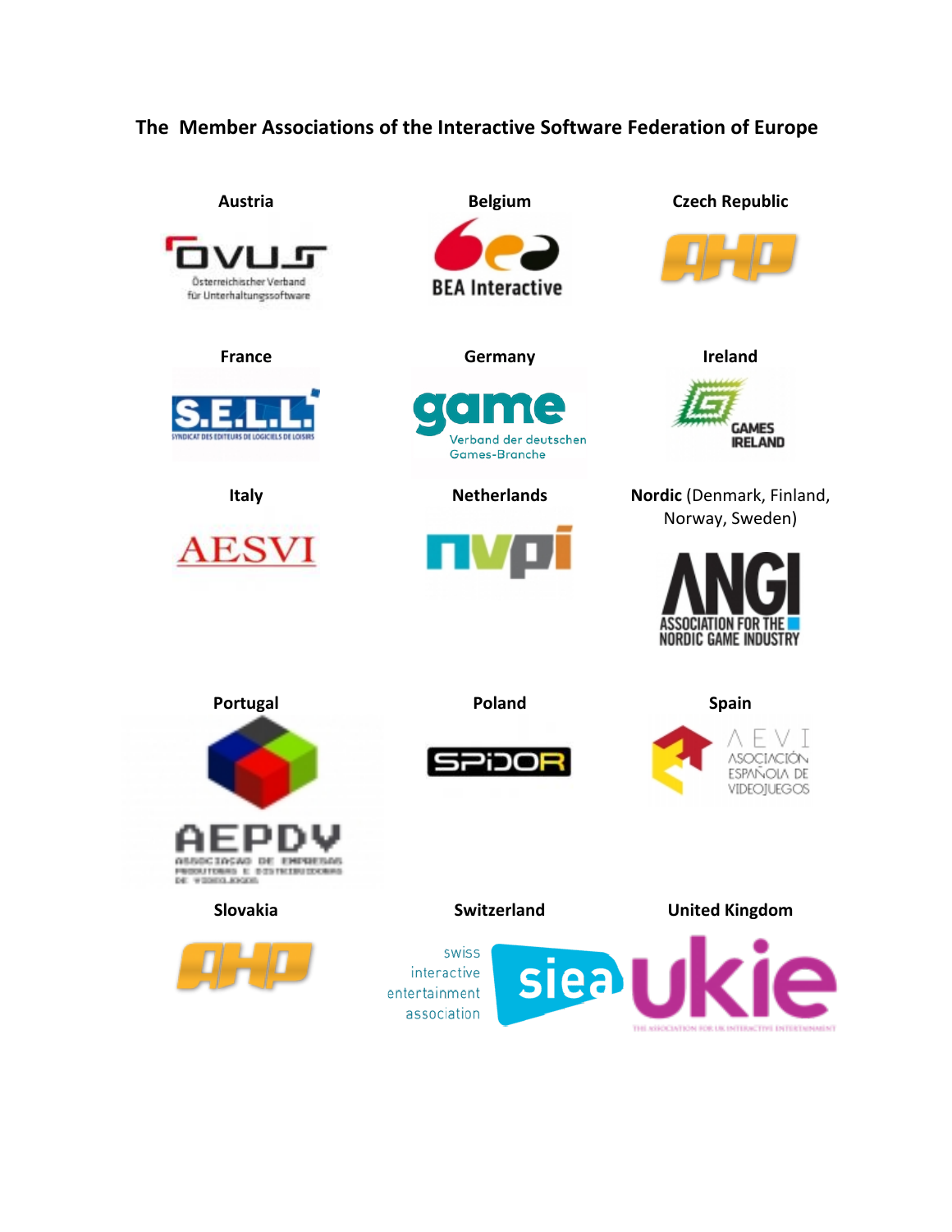## The Member Associations of the Interactive Software Federation of Europe

**Austria**

OVUS
Österreichischer Verband für Unterhaltungssoftware

**Belgium**

BEA Interactive

**Czech Republic**

AHP

**France**

S.E.L.L.
SYNDICAT DES EDITEURS DE LOGICIELS DE LOISIRS

**Germany**

game
Verband der deutschen Games-Branche

**Ireland**

GAMES IRELAND

**Italy**

AESVI

**Netherlands**

nvpi

**Nordic** (Denmark, Finland, Norway, Sweden)

ANGI
ASSOCIATION FOR THE NORDIC GAME INDUSTRY

**Portugal**

AEPDV
ASSOCIAÇÃO DE EMPRESAS PRODUTORAS E DISTRIBUIDORAS DE VIDEOJOGOS

**Poland**

SPIDOR

**Spain**

AEVI
ASOCIACIÓN ESPAÑOLA DE VIDEOJUEGOS

**Slovakia**

AHP

**Switzerland**

swiss interactive entertainment association
siea

**United Kingdom**

ukie
THE ASSOCIATION FOR UK INTERACTIVE ENTERTAINMENT